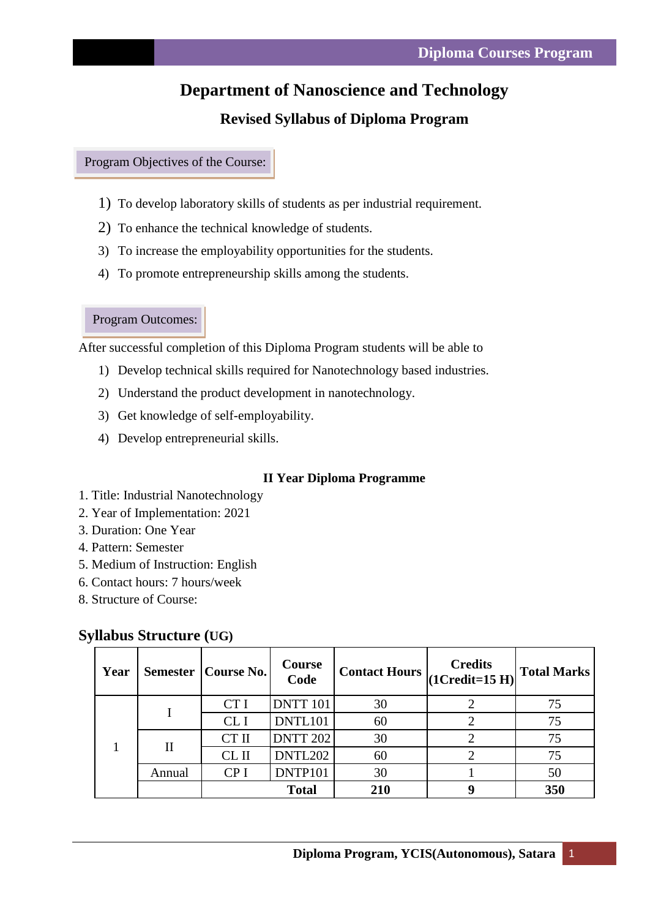# Department of Nanoscience and Technology

## Revised Syllabus of Diploma Program

### Program Objectives of the Course:

1) To develop laboratory skills of students as per industrial requirement.
2) To enhance the technical knowledge of students.
3) To increase the employability opportunities for the students.
4) To promote entrepreneurship skills among the students.

### Program Outcomes:

After successful completion of this Diploma Program students will be able to

1) Develop technical skills required for Nanotechnology based industries.
2) Understand the product development in nanotechnology.
3) Get knowledge of self-employability.
4) Develop entrepreneurial skills.

**II Year Diploma Programme**

1. Title: Industrial Nanotechnology
2. Year of Implementation: 2021
3. Duration: One Year
4. Pattern: Semester
5. Medium of Instruction: English
6. Contact hours: 7 hours/week
8. Structure of Course:

### Syllabus Structure (UG)

| Year | Semester | Course No. | Course Code | Contact Hours | Credits (1Credit=15 H) | Total Marks |
|---|---|---|---|---|---|---|
| 1 | I | CT I | DNTT 101 | 30 | 2 | 75 |
| | | CL I | DNTL101 | 60 | 2 | 75 |
| | II | CT II | DNTT 202 | 30 | 2 | 75 |
| | | CL II | DNTL202 | 60 | 2 | 75 |
| | Annual | CP I | DNTP101 | 30 | 1 | 50 |
| | | | **Total** | **210** | **9** | **350** |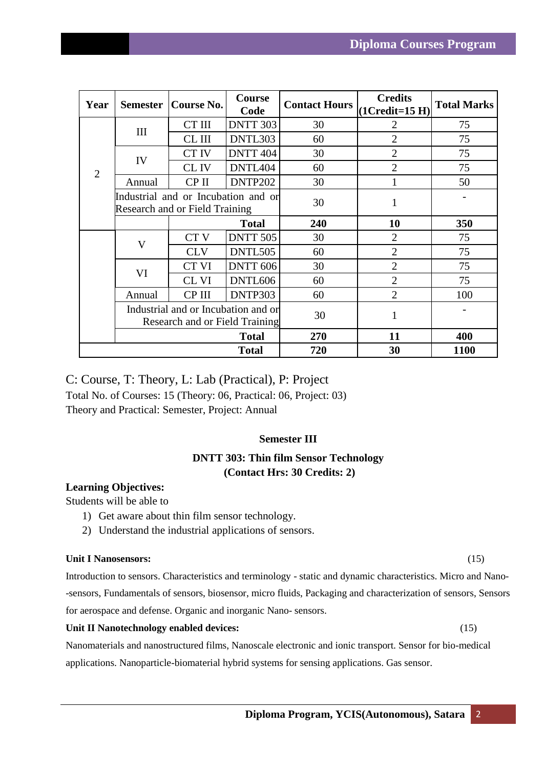| Year | Semester | Course No. | Course Code | Contact Hours | Credits (1Credit=15 H) | Total Marks |
|---|---|---|---|---|---|---|
| 2 | III | CT III | DNTT 303 | 30 | 2 | 75 |
| | | CL III | DNTL303 | 60 | 2 | 75 |
| | IV | CT IV | DNTT 404 | 30 | 2 | 75 |
| | | CL IV | DNTL404 | 60 | 2 | 75 |
| | Annual | CP II | DNTP202 | 30 | 1 | 50 |
| | Industrial and or Incubation and or Research and or Field Training | | | 30 | 1 | - |
| | | | Total | 240 | 10 | 350 |
| | V | CT V | DNTT 505 | 30 | 2 | 75 |
| | | CLV | DNTL505 | 60 | 2 | 75 |
| | VI | CT VI | DNTT 606 | 30 | 2 | 75 |
| | | CL VI | DNTL606 | 60 | 2 | 75 |
| | Annual | CP III | DNTP303 | 60 | 2 | 100 |
| | Industrial and or Incubation and or Research and or Field Training | | | 30 | 1 | - |
| | | | Total | 270 | 11 | 400 |
| | | | Total | 720 | 30 | 1100 |

C: Course, T: Theory, L: Lab (Practical), P: Project

Total No. of Courses: 15 (Theory: 06, Practical: 06, Project: 03)

Theory and Practical: Semester, Project: Annual

**Semester III**

**DNTT 303: Thin film Sensor Technology**
**(Contact Hrs: 30 Credits: 2)**

**Learning Objectives:**

Students will be able to

1) Get aware about thin film sensor technology.
2) Understand the industrial applications of sensors.

**Unit I Nanosensors:** (15)

Introduction to sensors. Characteristics and terminology - static and dynamic characteristics. Micro and Nano--sensors, Fundamentals of sensors, biosensor, micro fluids, Packaging and characterization of sensors, Sensors for aerospace and defense. Organic and inorganic Nano- sensors.

**Unit II Nanotechnology enabled devices:** (15)

Nanomaterials and nanostructured films, Nanoscale electronic and ionic transport. Sensor for bio-medical applications. Nanoparticle-biomaterial hybrid systems for sensing applications. Gas sensor.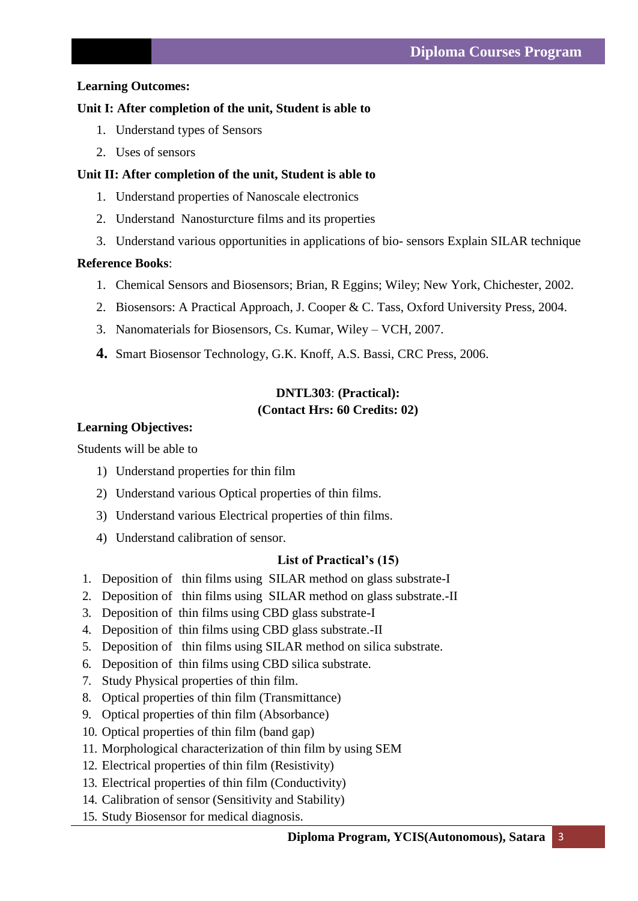**Learning Outcomes:**

**Unit I: After completion of the unit, Student is able to**

1. Understand types of Sensors
2. Uses of sensors

**Unit II: After completion of the unit, Student is able to**

1. Understand properties of Nanoscale electronics
2. Understand Nanosturcture films and its properties
3. Understand various opportunities in applications of bio- sensors Explain SILAR technique

**Reference Books**:

1. Chemical Sensors and Biosensors; Brian, R Eggins; Wiley; New York, Chichester, 2002.
2. Biosensors: A Practical Approach, J. Cooper & C. Tass, Oxford University Press, 2004.
3. Nanomaterials for Biosensors, Cs. Kumar, Wiley – VCH, 2007.
4. Smart Biosensor Technology, G.K. Knoff, A.S. Bassi, CRC Press, 2006.

**DNTL303**: **(Practical):**
**(Contact Hrs: 60 Credits: 02)**

**Learning Objectives:**

Students will be able to

1) Understand properties for thin film
2) Understand various Optical properties of thin films.
3) Understand various Electrical properties of thin films.
4) Understand calibration of sensor.

**List of Practical's (15)**

1. Deposition of thin films using SILAR method on glass substrate-I
2. Deposition of thin films using SILAR method on glass substrate.-II
3. Deposition of thin films using CBD glass substrate-I
4. Deposition of thin films using CBD glass substrate.-II
5. Deposition of thin films using SILAR method on silica substrate.
6. Deposition of thin films using CBD silica substrate.
7. Study Physical properties of thin film.
8. Optical properties of thin film (Transmittance)
9. Optical properties of thin film (Absorbance)
10. Optical properties of thin film (band gap)
11. Morphological characterization of thin film by using SEM
12. Electrical properties of thin film (Resistivity)
13. Electrical properties of thin film (Conductivity)
14. Calibration of sensor (Sensitivity and Stability)
15. Study Biosensor for medical diagnosis.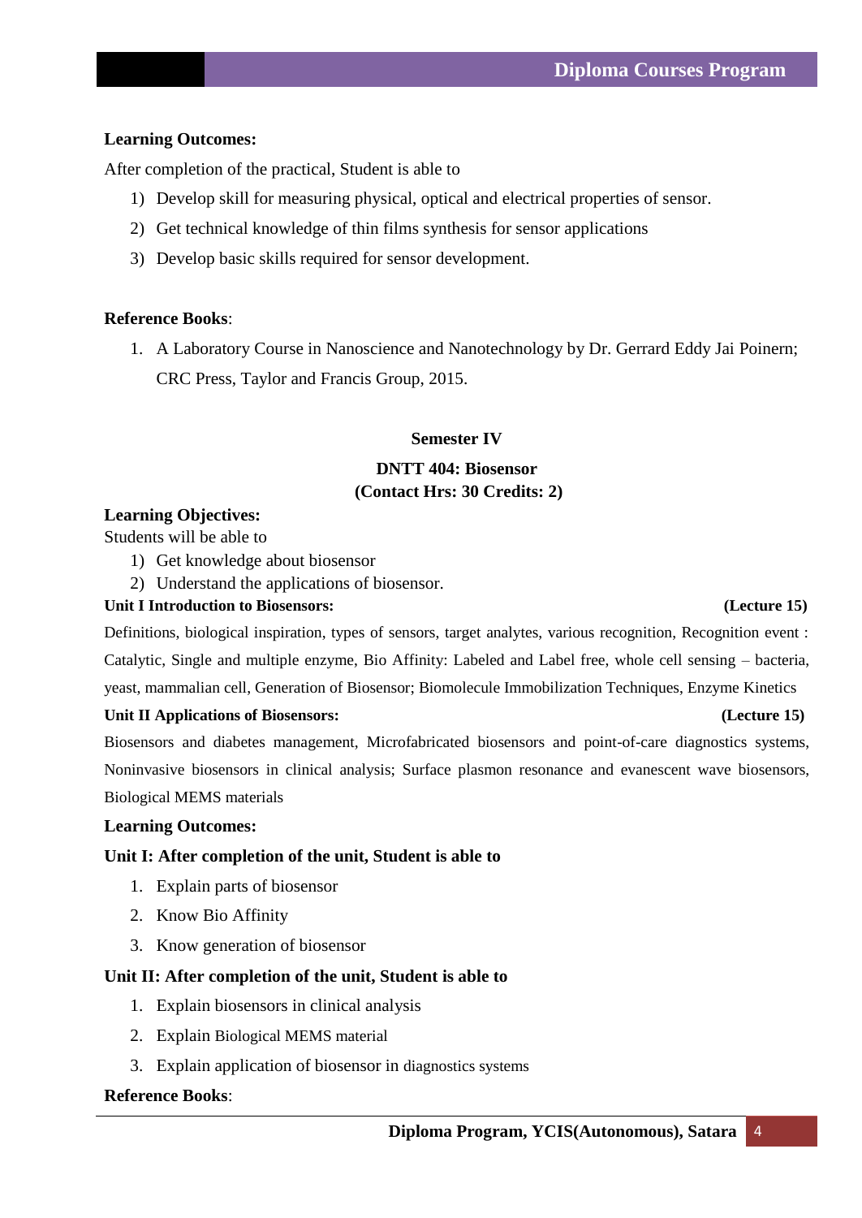**Learning Outcomes:**

After completion of the practical, Student is able to

1) Develop skill for measuring physical, optical and electrical properties of sensor.
2) Get technical knowledge of thin films synthesis for sensor applications
3) Develop basic skills required for sensor development.

**Reference Books**:

1. A Laboratory Course in Nanoscience and Nanotechnology by Dr. Gerrard Eddy Jai Poinern; CRC Press, Taylor and Francis Group, 2015.

## Semester IV

## DNTT 404: Biosensor
**(Contact Hrs: 30 Credits: 2)**

**Learning Objectives:**

Students will be able to

1) Get knowledge about biosensor
2) Understand the applications of biosensor.

**Unit I Introduction to Biosensors: (Lecture 15)**

Definitions, biological inspiration, types of sensors, target analytes, various recognition, Recognition event : Catalytic, Single and multiple enzyme, Bio Affinity: Labeled and Label free, whole cell sensing – bacteria, yeast, mammalian cell, Generation of Biosensor; Biomolecule Immobilization Techniques, Enzyme Kinetics

**Unit II Applications of Biosensors: (Lecture 15)**

Biosensors and diabetes management, Microfabricated biosensors and point-of-care diagnostics systems, Noninvasive biosensors in clinical analysis; Surface plasmon resonance and evanescent wave biosensors, Biological MEMS materials

**Learning Outcomes:**

**Unit I: After completion of the unit, Student is able to**

1. Explain parts of biosensor
2. Know Bio Affinity
3. Know generation of biosensor

**Unit II: After completion of the unit, Student is able to**

1. Explain biosensors in clinical analysis
2. Explain Biological MEMS material
3. Explain application of biosensor in diagnostics systems

**Reference Books**: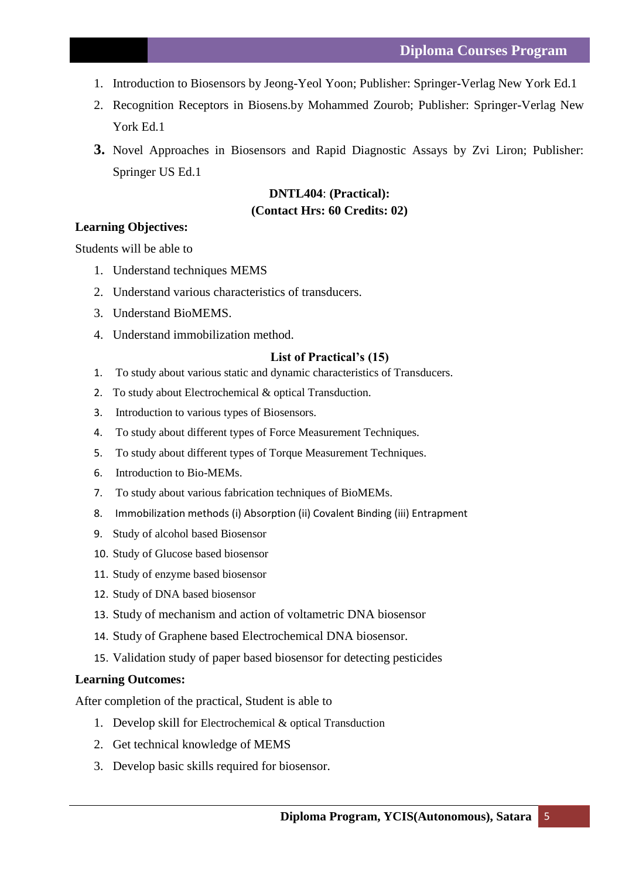1. Introduction to Biosensors by Jeong-Yeol Yoon; Publisher: Springer-Verlag New York Ed.1
2. Recognition Receptors in Biosens.by Mohammed Zourob; Publisher: Springer-Verlag New York Ed.1
3. Novel Approaches in Biosensors and Rapid Diagnostic Assays by Zvi Liron; Publisher: Springer US Ed.1

**DNTL404**: **(Practical):**
**(Contact Hrs: 60 Credits: 02)**

**Learning Objectives:**

Students will be able to

1. Understand techniques MEMS
2. Understand various characteristics of transducers.
3. Understand BioMEMS.
4. Understand immobilization method.

**List of Practical's (15)**

1. To study about various static and dynamic characteristics of Transducers.
2. To study about Electrochemical & optical Transduction.
3. Introduction to various types of Biosensors.
4. To study about different types of Force Measurement Techniques.
5. To study about different types of Torque Measurement Techniques.
6. Introduction to Bio-MEMs.
7. To study about various fabrication techniques of BioMEMs.
8. Immobilization methods (i) Absorption (ii) Covalent Binding (iii) Entrapment
9. Study of alcohol based Biosensor
10. Study of Glucose based biosensor
11. Study of enzyme based biosensor
12. Study of DNA based biosensor
13. Study of mechanism and action of voltametric DNA biosensor
14. Study of Graphene based Electrochemical DNA biosensor.
15. Validation study of paper based biosensor for detecting pesticides

**Learning Outcomes:**

After completion of the practical, Student is able to

1. Develop skill for Electrochemical & optical Transduction
2. Get technical knowledge of MEMS
3. Develop basic skills required for biosensor.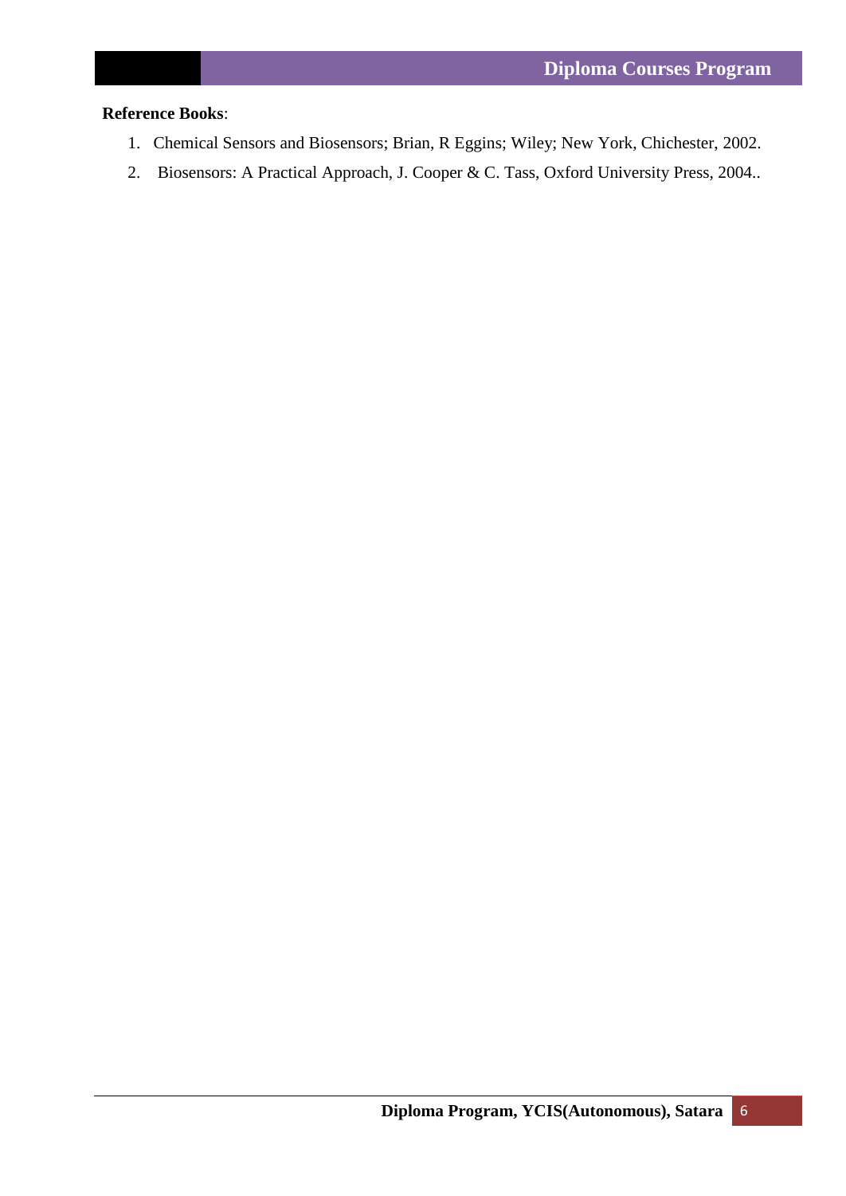**Reference Books**:

1. Chemical Sensors and Biosensors; Brian, R Eggins; Wiley; New York, Chichester, 2002.
2. Biosensors: A Practical Approach, J. Cooper & C. Tass, Oxford University Press, 2004..